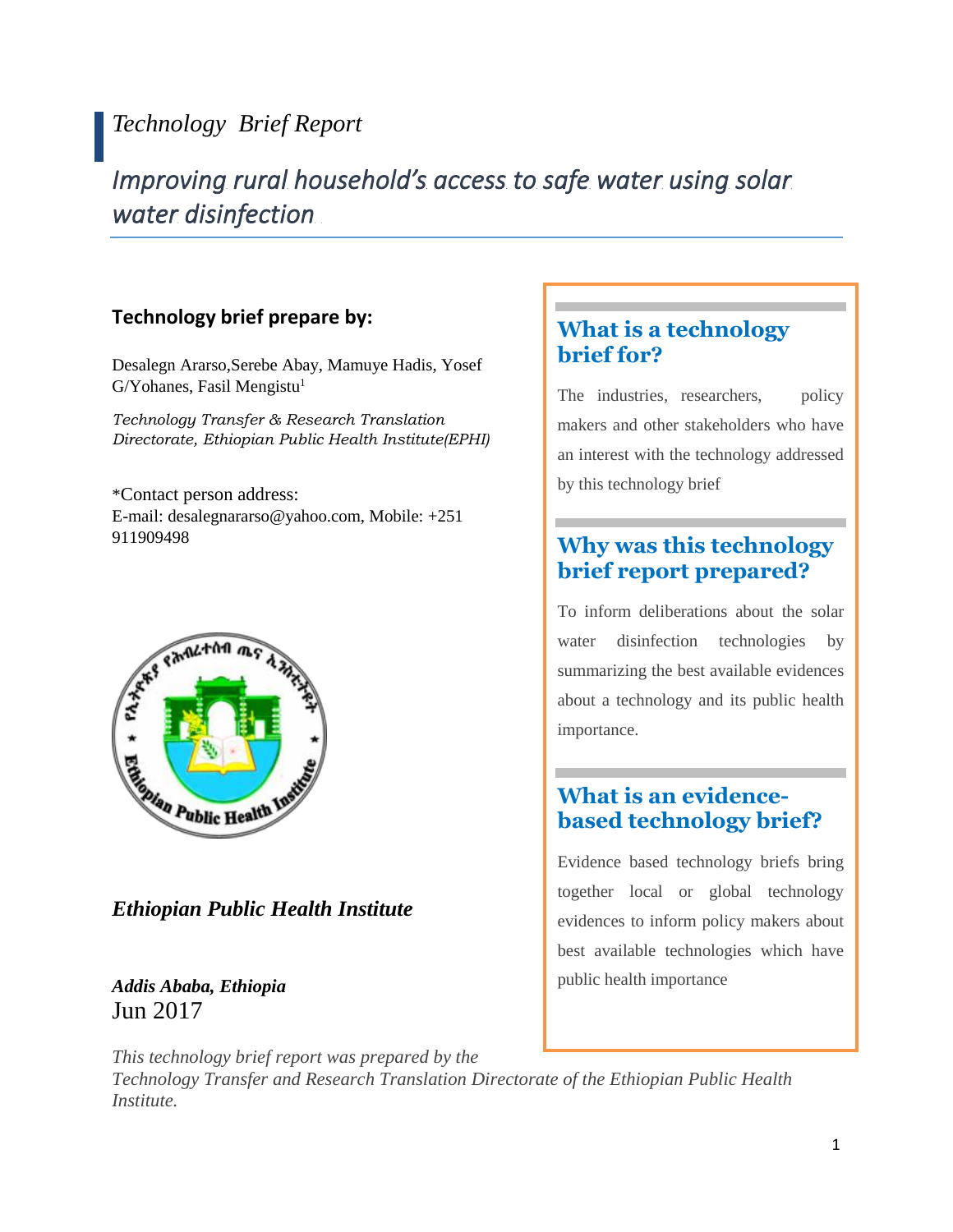*Technology Brief Report*

# *Improving rural household's access to safe water using solar water disinfection*

**Technology brief prepare by:**

Desalegn Ararso,Serebe Abay, Mamuye Hadis, Yosef G/Yohanes, Fasil Mengistu[1]

*Technology Transfer & Research Translation Directorate, Ethiopian Public Health Institute(EPHI)*

*Contact person address:
E-mail: desalegnararso@yahoo.com, Mobile: +251 911909498

***Ethiopian Public Health Institute***

***Addis Ababa, Ethiopia***
Jun 2017

## What is a technology brief for?

The industries, researchers, policy makers and other stakeholders who have an interest with the technology addressed by this technology brief

## Why was this technology brief report prepared?

To inform deliberations about the solar water disinfection technologies by summarizing the best available evidences about a technology and its public health importance.

## What is an evidence-based technology brief?

Evidence based technology briefs bring together local or global technology evidences to inform policy makers about best available technologies which have public health importance

*This technology brief report was prepared by the Technology Transfer and Research Translation Directorate of the Ethiopian Public Health Institute.*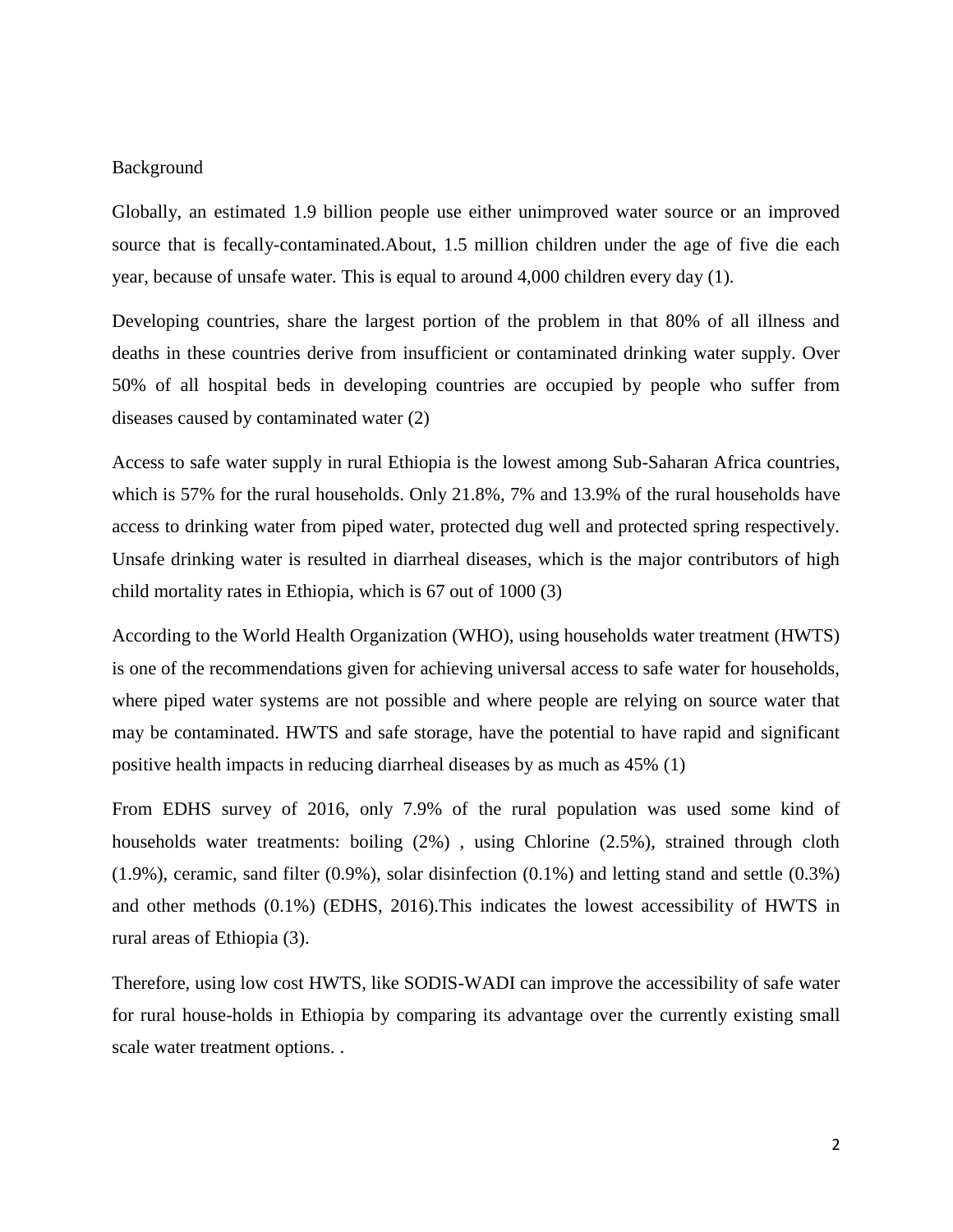## Background

Globally, an estimated 1.9 billion people use either unimproved water source or an improved source that is fecally-contaminated.About, 1.5 million children under the age of five die each year, because of unsafe water. This is equal to around 4,000 children every day (1).

Developing countries, share the largest portion of the problem in that 80% of all illness and deaths in these countries derive from insufficient or contaminated drinking water supply. Over 50% of all hospital beds in developing countries are occupied by people who suffer from diseases caused by contaminated water (2)

Access to safe water supply in rural Ethiopia is the lowest among Sub-Saharan Africa countries, which is 57% for the rural households. Only 21.8%, 7% and 13.9% of the rural households have access to drinking water from piped water, protected dug well and protected spring respectively. Unsafe drinking water is resulted in diarrheal diseases, which is the major contributors of high child mortality rates in Ethiopia, which is 67 out of 1000 (3)

According to the World Health Organization (WHO), using households water treatment (HWTS) is one of the recommendations given for achieving universal access to safe water for households, where piped water systems are not possible and where people are relying on source water that may be contaminated. HWTS and safe storage, have the potential to have rapid and significant positive health impacts in reducing diarrheal diseases by as much as 45% (1)

From EDHS survey of 2016, only 7.9% of the rural population was used some kind of households water treatments: boiling (2%) , using Chlorine (2.5%), strained through cloth (1.9%), ceramic, sand filter (0.9%), solar disinfection (0.1%) and letting stand and settle (0.3%) and other methods (0.1%) (EDHS, 2016).This indicates the lowest accessibility of HWTS in rural areas of Ethiopia (3).

Therefore, using low cost HWTS, like SODIS-WADI can improve the accessibility of safe water for rural house-holds in Ethiopia by comparing its advantage over the currently existing small scale water treatment options. .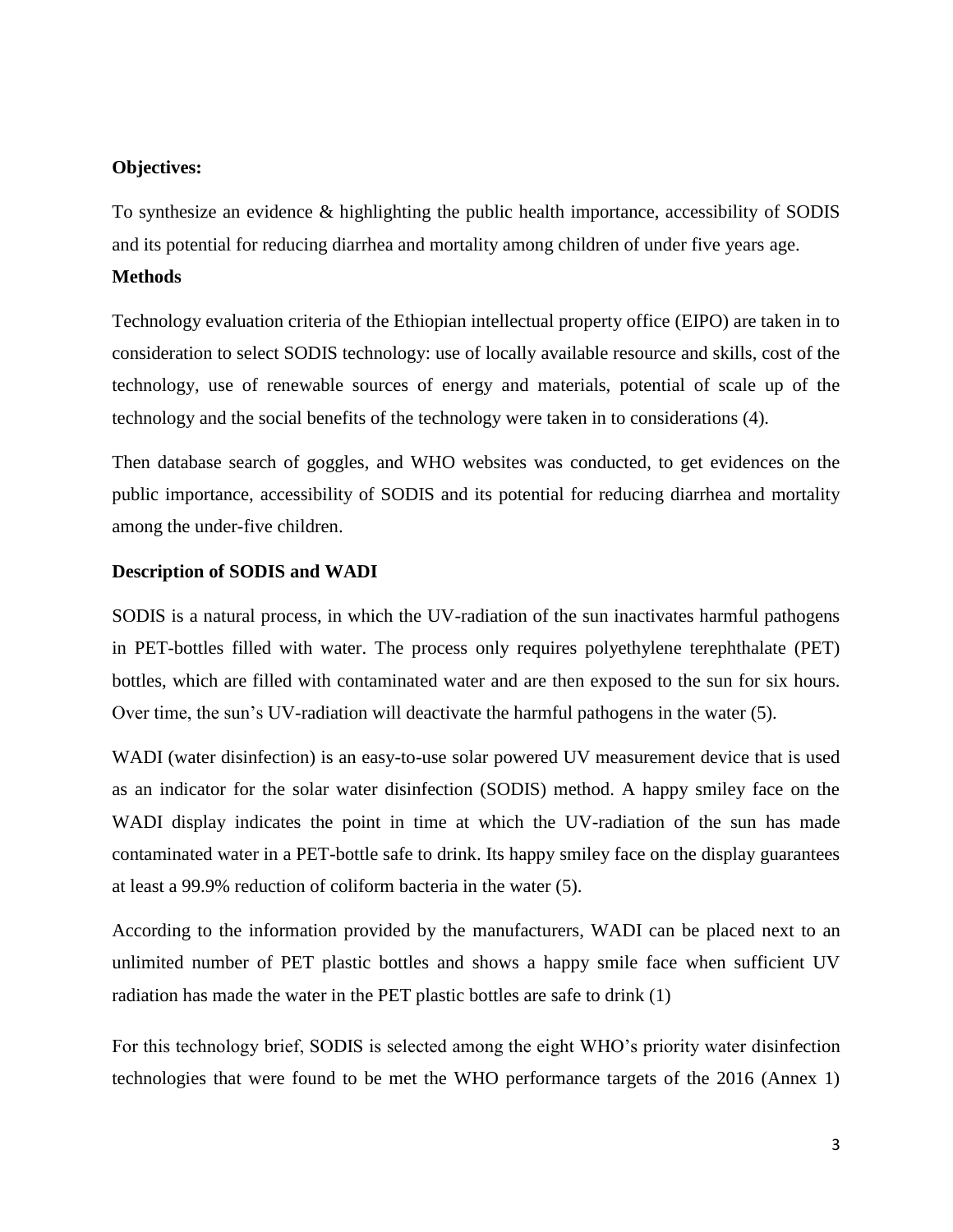**Objectives:**

To synthesize an evidence & highlighting the public health importance, accessibility of SODIS and its potential for reducing diarrhea and mortality among children of under five years age.

**Methods**

Technology evaluation criteria of the Ethiopian intellectual property office (EIPO) are taken in to consideration to select SODIS technology: use of locally available resource and skills, cost of the technology, use of renewable sources of energy and materials, potential of scale up of the technology and the social benefits of the technology were taken in to considerations (4).

Then database search of goggles, and WHO websites was conducted, to get evidences on the public importance, accessibility of SODIS and its potential for reducing diarrhea and mortality among the under-five children.

**Description of SODIS and WADI**

SODIS is a natural process, in which the UV-radiation of the sun inactivates harmful pathogens in PET-bottles filled with water. The process only requires polyethylene terephthalate (PET) bottles, which are filled with contaminated water and are then exposed to the sun for six hours. Over time, the sun's UV-radiation will deactivate the harmful pathogens in the water (5).

WADI (water disinfection) is an easy-to-use solar powered UV measurement device that is used as an indicator for the solar water disinfection (SODIS) method. A happy smiley face on the WADI display indicates the point in time at which the UV-radiation of the sun has made contaminated water in a PET-bottle safe to drink. Its happy smiley face on the display guarantees at least a 99.9% reduction of coliform bacteria in the water (5).

According to the information provided by the manufacturers, WADI can be placed next to an unlimited number of PET plastic bottles and shows a happy smile face when sufficient UV radiation has made the water in the PET plastic bottles are safe to drink (1)

For this technology brief, SODIS is selected among the eight WHO's priority water disinfection technologies that were found to be met the WHO performance targets of the 2016 (Annex 1)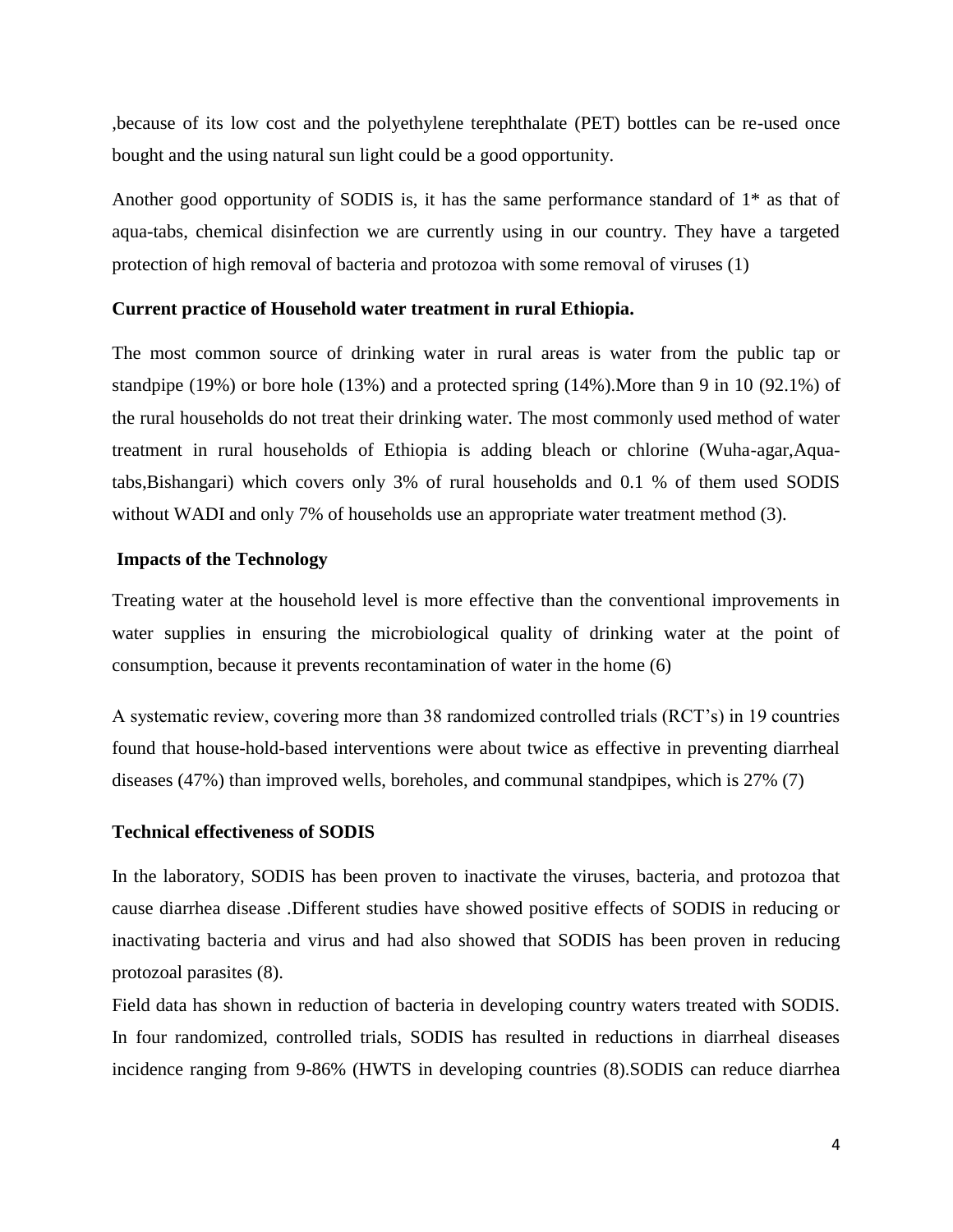,because of its low cost and the polyethylene terephthalate (PET) bottles can be re-used once bought and the using natural sun light could be a good opportunity.

Another good opportunity of SODIS is, it has the same performance standard of 1* as that of aqua-tabs, chemical disinfection we are currently using in our country. They have a targeted protection of high removal of bacteria and protozoa with some removal of viruses (1)

**Current practice of Household water treatment in rural Ethiopia.**

The most common source of drinking water in rural areas is water from the public tap or standpipe (19%) or bore hole (13%) and a protected spring (14%).More than 9 in 10 (92.1%) of the rural households do not treat their drinking water. The most commonly used method of water treatment in rural households of Ethiopia is adding bleach or chlorine (Wuha-agar,Aqua-tabs,Bishangari) which covers only 3% of rural households and 0.1 % of them used SODIS without WADI and only 7% of households use an appropriate water treatment method (3).

**Impacts of the Technology**

Treating water at the household level is more effective than the conventional improvements in water supplies in ensuring the microbiological quality of drinking water at the point of consumption, because it prevents recontamination of water in the home (6)

A systematic review, covering more than 38 randomized controlled trials (RCT's) in 19 countries found that house-hold-based interventions were about twice as effective in preventing diarrheal diseases (47%) than improved wells, boreholes, and communal standpipes, which is 27% (7)

**Technical effectiveness of SODIS**

In the laboratory, SODIS has been proven to inactivate the viruses, bacteria, and protozoa that cause diarrhea disease .Different studies have showed positive effects of SODIS in reducing or inactivating bacteria and virus and had also showed that SODIS has been proven in reducing protozoal parasites (8).

Field data has shown in reduction of bacteria in developing country waters treated with SODIS. In four randomized, controlled trials, SODIS has resulted in reductions in diarrheal diseases incidence ranging from 9-86% (HWTS in developing countries (8).SODIS can reduce diarrhea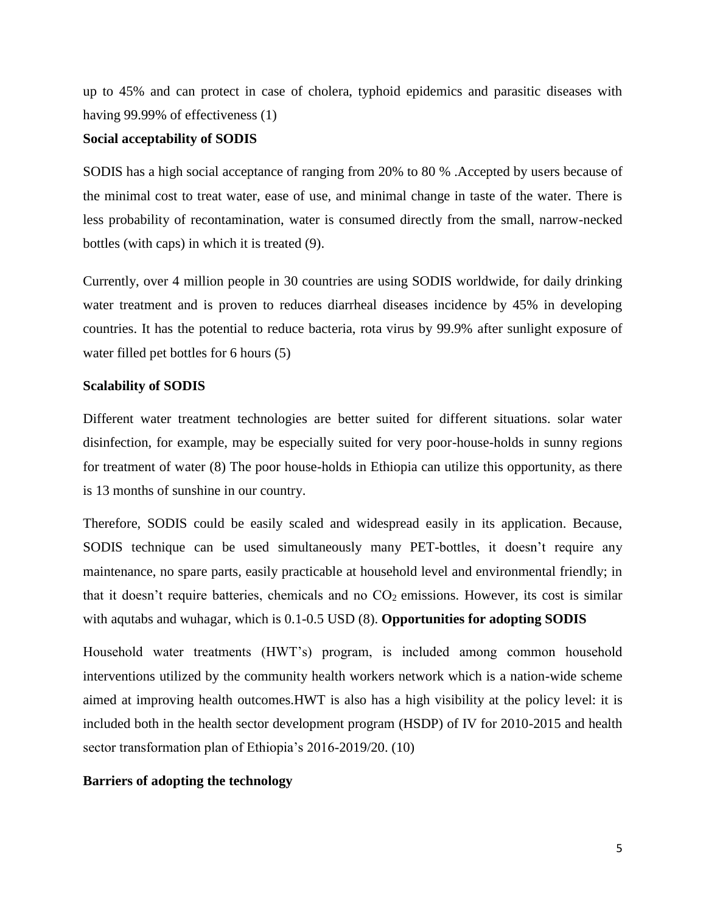up to 45% and can protect in case of cholera, typhoid epidemics and parasitic diseases with having 99.99% of effectiveness (1)

**Social acceptability of SODIS**

SODIS has a high social acceptance of ranging from 20% to 80 % .Accepted by users because of the minimal cost to treat water, ease of use, and minimal change in taste of the water. There is less probability of recontamination, water is consumed directly from the small, narrow-necked bottles (with caps) in which it is treated (9).

Currently, over 4 million people in 30 countries are using SODIS worldwide, for daily drinking water treatment and is proven to reduces diarrheal diseases incidence by 45% in developing countries. It has the potential to reduce bacteria, rota virus by 99.9% after sunlight exposure of water filled pet bottles for 6 hours (5)

**Scalability of SODIS**

Different water treatment technologies are better suited for different situations. solar water disinfection, for example, may be especially suited for very poor-house-holds in sunny regions for treatment of water (8) The poor house-holds in Ethiopia can utilize this opportunity, as there is 13 months of sunshine in our country.

Therefore, SODIS could be easily scaled and widespread easily in its application. Because, SODIS technique can be used simultaneously many PET-bottles, it doesn't require any maintenance, no spare parts, easily practicable at household level and environmental friendly; in that it doesn't require batteries, chemicals and no $CO_2$ emissions. However, its cost is similar with aqutabs and wuhagar, which is 0.1-0.5 USD (8). **Opportunities for adopting SODIS**

Household water treatments (HWT's) program, is included among common household interventions utilized by the community health workers network which is a nation-wide scheme aimed at improving health outcomes.HWT is also has a high visibility at the policy level: it is included both in the health sector development program (HSDP) of IV for 2010-2015 and health sector transformation plan of Ethiopia's 2016-2019/20. (10)

**Barriers of adopting the technology**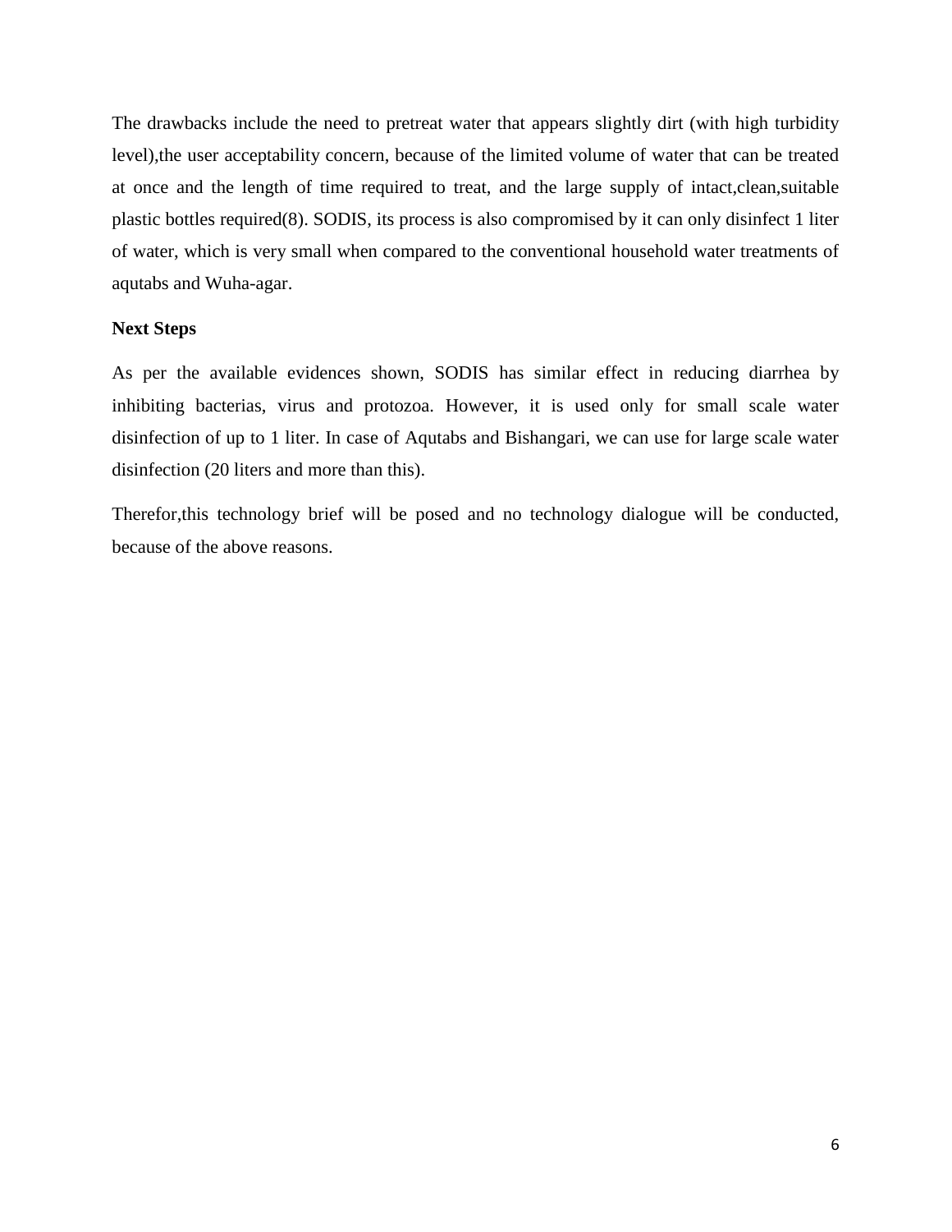The drawbacks include the need to pretreat water that appears slightly dirt (with high turbidity level),the user acceptability concern, because of the limited volume of water that can be treated at once and the length of time required to treat, and the large supply of intact,clean,suitable plastic bottles required(8). SODIS, its process is also compromised by it can only disinfect 1 liter of water, which is very small when compared to the conventional household water treatments of aqutabs and Wuha-agar.

**Next Steps**

As per the available evidences shown, SODIS has similar effect in reducing diarrhea by inhibiting bacterias, virus and protozoa. However, it is used only for small scale water disinfection of up to 1 liter. In case of Aqutabs and Bishangari, we can use for large scale water disinfection (20 liters and more than this).

Therefor,this technology brief will be posed and no technology dialogue will be conducted, because of the above reasons.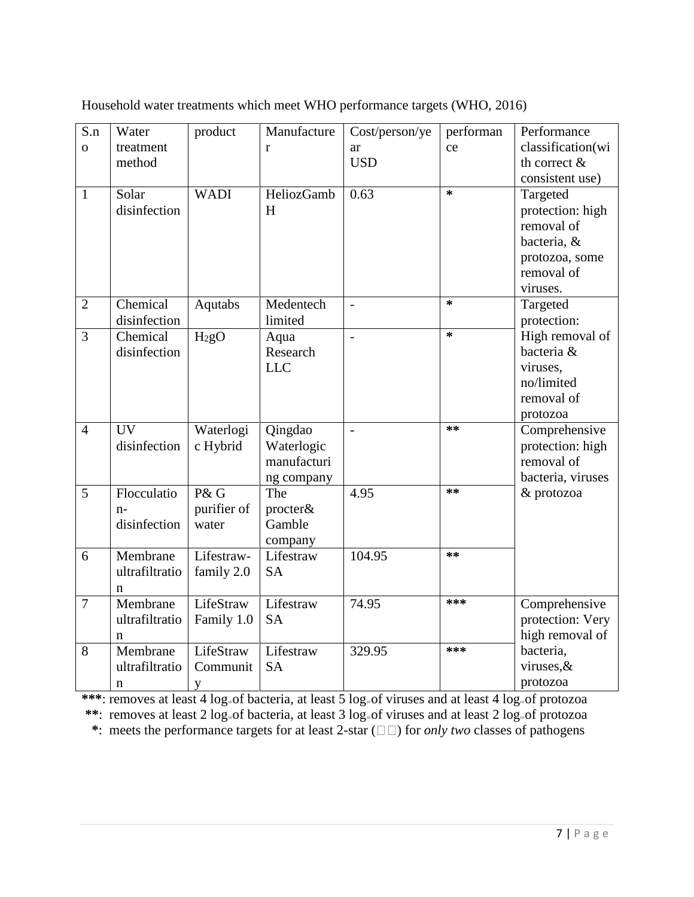Household water treatments which meet WHO performance targets (WHO, 2016)

| S.no | Water treatment method | product | Manufacturer | Cost/person/year USD | performance | Performance classification(with correct & consistent use) |
|---|---|---|---|---|---|---|
| 1 | Solar disinfection | WADI | HeliozGambH | 0.63 | * | Targeted protection: high removal of bacteria, & protozoa, some removal of viruses. |
| 2 | Chemical disinfection | Aqutabs | Medentech limited | - | * | Targeted protection: High removal of bacteria & viruses, no/limited removal of protozoa |
| 3 | Chemical disinfection | $H_2gO$ | Aqua Research LLC | - | * | |
| 4 | UV disinfection | Waterlogic Hybrid | Qingdao Waterlogic manufacturing company | - | ** | Comprehensive protection: high removal of bacteria, viruses & protozoa |
| 5 | Flocculation-disinfection | P& G purifier of water | The procter& Gamble company | 4.95 | ** | |
| 6 | Membrane ultrafiltration | Lifestraw-family 2.0 | Lifestraw SA | 104.95 | ** | |
| 7 | Membrane ultrafiltration | LifeStraw Family 1.0 | Lifestraw SA | 74.95 | *** | Comprehensive protection: Very high removal of bacteria, viruses,& protozoa |
| 8 | Membrane ultrafiltration | LifeStraw Community | Lifestraw SA | 329.95 | *** | |

**\*\*\***: removes at least 4 $\log_{10}$ of bacteria, at least 5 $\log_{10}$ of viruses and at least 4 $\log_{10}$ of protozoa

**\*\***: removes at least 2 $\log_{10}$ of bacteria, at least 3 $\log_{10}$ of viruses and at least 2 $\log_{10}$ of protozoa

**\***: meets the performance targets for at least 2-star (□□) for *only two* classes of pathogens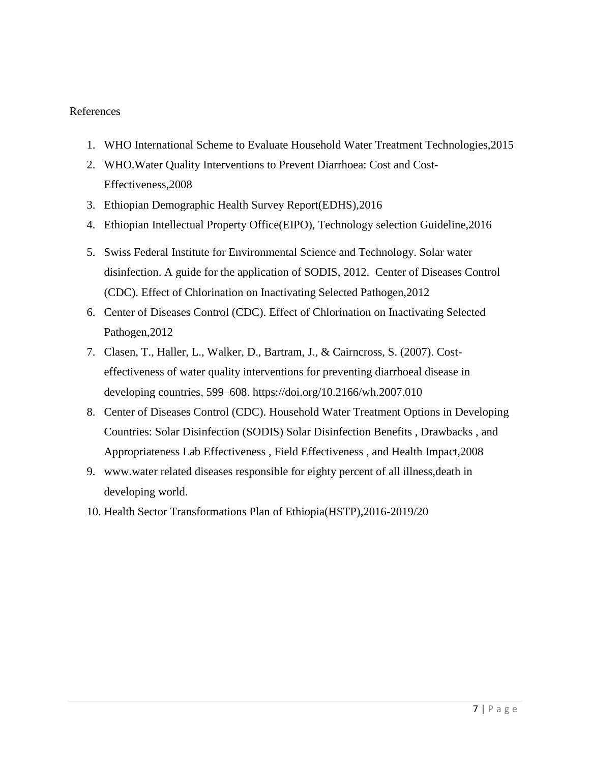References

1. WHO International Scheme to Evaluate Household Water Treatment Technologies,2015
2. WHO.Water Quality Interventions to Prevent Diarrhoea: Cost and Cost-Effectiveness,2008
3. Ethiopian Demographic Health Survey Report(EDHS),2016
4. Ethiopian Intellectual Property Office(EIPO), Technology selection Guideline,2016
5. Swiss Federal Institute for Environmental Science and Technology. Solar water disinfection. A guide for the application of SODIS, 2012. Center of Diseases Control (CDC). Effect of Chlorination on Inactivating Selected Pathogen,2012
6. Center of Diseases Control (CDC). Effect of Chlorination on Inactivating Selected Pathogen,2012
7. Clasen, T., Haller, L., Walker, D., Bartram, J., & Cairncross, S. (2007). Cost-effectiveness of water quality interventions for preventing diarrhoeal disease in developing countries, 599–608. https://doi.org/10.2166/wh.2007.010
8. Center of Diseases Control (CDC). Household Water Treatment Options in Developing Countries: Solar Disinfection (SODIS) Solar Disinfection Benefits , Drawbacks , and Appropriateness Lab Effectiveness , Field Effectiveness , and Health Impact,2008
9. www.water related diseases responsible for eighty percent of all illness,death in developing world.
10. Health Sector Transformations Plan of Ethiopia(HSTP),2016-2019/20